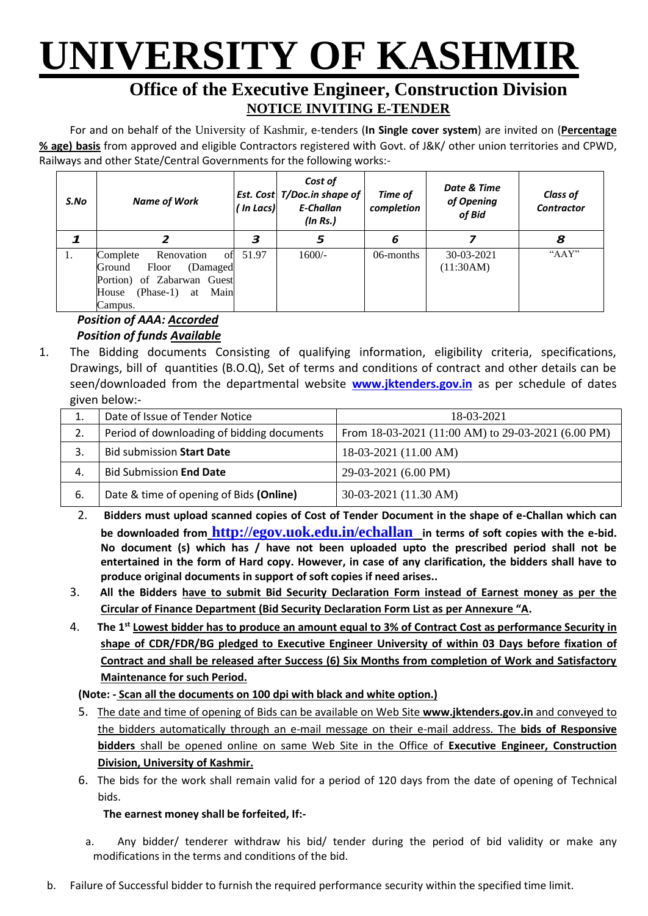# UNIVERSITY OF KASHMIR

## Office of the Executive Engineer, Construction Division

### NOTICE INVITING E-TENDER

For and on behalf of the University of Kashmir, e-tenders (**In Single cover system**) are invited on (**Percentage % age) basis** from approved and eligible Contractors registered with Govt. of J&K/ other union territories and CPWD, Railways and other State/Central Governments for the following works:-

| *S.No* | *Name of Work* | *Est. Cost ( In Lacs)* | *Cost of T/Doc.in shape of E-Challan (In Rs.)* | *Time of completion* | *Date & Time of Opening of Bid* | *Class of Contractor* |
|---|---|---|---|---|---|---|
| ***1*** | ***2*** | ***3*** | ***5*** | ***6*** | ***7*** | ***8*** |
| 1. | Complete Renovation of Ground Floor (Damaged Portion) of Zabarwan Guest House (Phase-1) at Main Campus. | 51.97 | 1600/- | 06-months | 30-03-2021 (11:30AM) | "AAY" |

***Position of AAA: Accorded***
***Position of funds Available***

1. The Bidding documents Consisting of qualifying information, eligibility criteria, specifications, Drawings, bill of quantities (B.O.Q), Set of terms and conditions of contract and other details can be seen/downloaded from the departmental website **www.jktenders.gov.in** as per schedule of dates given below:-

| | | |
|---|---|---|
| 1. | Date of Issue of Tender Notice | 18-03-2021 |
| 2. | Period of downloading of bidding documents | From 18-03-2021 (11:00 AM) to 29-03-2021 (6.00 PM) |
| 3. | Bid submission **Start Date** | 18-03-2021 (11.00 AM) |
| 4. | Bid Submission **End Date** | 29-03-2021 (6.00 PM) |
| 6. | Date & time of opening of Bids **(Online)** | 30-03-2021 (11.30 AM) |

2. **Bidders must upload scanned copies of Cost of Tender Document in the shape of e-Challan which can be downloaded from http://egov.uok.edu.in/echallan in terms of soft copies with the e-bid. No document (s) which has / have not been uploaded upto the prescribed period shall not be entertained in the form of Hard copy. However, in case of any clarification, the bidders shall have to produce original documents in support of soft copies if need arises..**
3. **All the Bidders have to submit Bid Security Declaration Form instead of Earnest money as per the Circular of Finance Department (Bid Security Declaration Form List as per Annexure "A.**
4. **The 1st Lowest bidder has to produce an amount equal to 3% of Contract Cost as performance Security in shape of CDR/FDR/BG pledged to Executive Engineer University of within 03 Days before fixation of Contract and shall be released after Success (6) Six Months from completion of Work and Satisfactory Maintenance for such Period.**

**(Note: - Scan all the documents on 100 dpi with black and white option.)**

5. The date and time of opening of Bids can be available on Web Site **www.jktenders.gov.in** and conveyed to the bidders automatically through an e-mail message on their e-mail address. The **bids of Responsive bidders** shall be opened online on same Web Site in the Office of **Executive Engineer, Construction Division, University of Kashmir.**
6. The bids for the work shall remain valid for a period of 120 days from the date of opening of Technical bids.

**The earnest money shall be forfeited, If:-**

a. Any bidder/ tenderer withdraw his bid/ tender during the period of bid validity or make any modifications in the terms and conditions of the bid.

b. Failure of Successful bidder to furnish the required performance security within the specified time limit.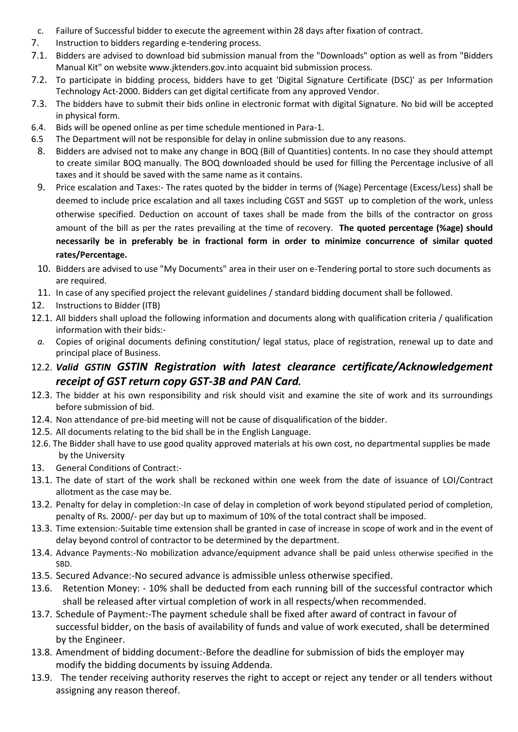c. Failure of Successful bidder to execute the agreement within 28 days after fixation of contract.

7. Instruction to bidders regarding e-tendering process.

7.1. Bidders are advised to download bid submission manual from the "Downloads" option as well as from "Bidders Manual Kit" on website www.jktenders.gov.into acquaint bid submission process.

7.2. To participate in bidding process, bidders have to get 'Digital Signature Certificate (DSC)' as per Information Technology Act-2000. Bidders can get digital certificate from any approved Vendor.

7.3. The bidders have to submit their bids online in electronic format with digital Signature. No bid will be accepted in physical form.

6.4. Bids will be opened online as per time schedule mentioned in Para-1.

6.5 The Department will not be responsible for delay in online submission due to any reasons.

8. Bidders are advised not to make any change in BOQ (Bill of Quantities) contents. In no case they should attempt to create similar BOQ manually. The BOQ downloaded should be used for filling the Percentage inclusive of all taxes and it should be saved with the same name as it contains.

9. Price escalation and Taxes:- The rates quoted by the bidder in terms of (%age) Percentage (Excess/Less) shall be deemed to include price escalation and all taxes including CGST and SGST up to completion of the work, unless otherwise specified. Deduction on account of taxes shall be made from the bills of the contractor on gross amount of the bill as per the rates prevailing at the time of recovery. **The quoted percentage (%age) should necessarily be in preferably be in fractional form in order to minimize concurrence of similar quoted rates/Percentage.**

10. Bidders are advised to use "My Documents" area in their user on e-Tendering portal to store such documents as are required.

11. In case of any specified project the relevant guidelines / standard bidding document shall be followed.

12. Instructions to Bidder (ITB)

12.1. All bidders shall upload the following information and documents along with qualification criteria / qualification information with their bids:-

*a.* Copies of original documents defining constitution/ legal status, place of registration, renewal up to date and principal place of Business.

12.2. ***Valid GSTIN GSTIN Registration with latest clearance certificate/Acknowledgement receipt of GST return copy GST-3B and PAN Card.***

12.3. The bidder at his own responsibility and risk should visit and examine the site of work and its surroundings before submission of bid.

12.4. Non attendance of pre-bid meeting will not be cause of disqualification of the bidder.

12.5. All documents relating to the bid shall be in the English Language.

12.6. The Bidder shall have to use good quality approved materials at his own cost, no departmental supplies be made by the University

13. General Conditions of Contract:-

13.1. The date of start of the work shall be reckoned within one week from the date of issuance of LOI/Contract allotment as the case may be.

13.2. Penalty for delay in completion:-In case of delay in completion of work beyond stipulated period of completion, penalty of Rs. 2000/- per day but up to maximum of 10% of the total contract shall be imposed.

13.3. Time extension:-Suitable time extension shall be granted in case of increase in scope of work and in the event of delay beyond control of contractor to be determined by the department.

13.4. Advance Payments:-No mobilization advance/equipment advance shall be paid unless otherwise specified in the SBD.

13.5. Secured Advance:-No secured advance is admissible unless otherwise specified.

13.6. Retention Money: - 10% shall be deducted from each running bill of the successful contractor which shall be released after virtual completion of work in all respects/when recommended.

13.7. Schedule of Payment:-The payment schedule shall be fixed after award of contract in favour of successful bidder, on the basis of availability of funds and value of work executed, shall be determined by the Engineer.

13.8. Amendment of bidding document:-Before the deadline for submission of bids the employer may modify the bidding documents by issuing Addenda.

13.9. The tender receiving authority reserves the right to accept or reject any tender or all tenders without assigning any reason thereof.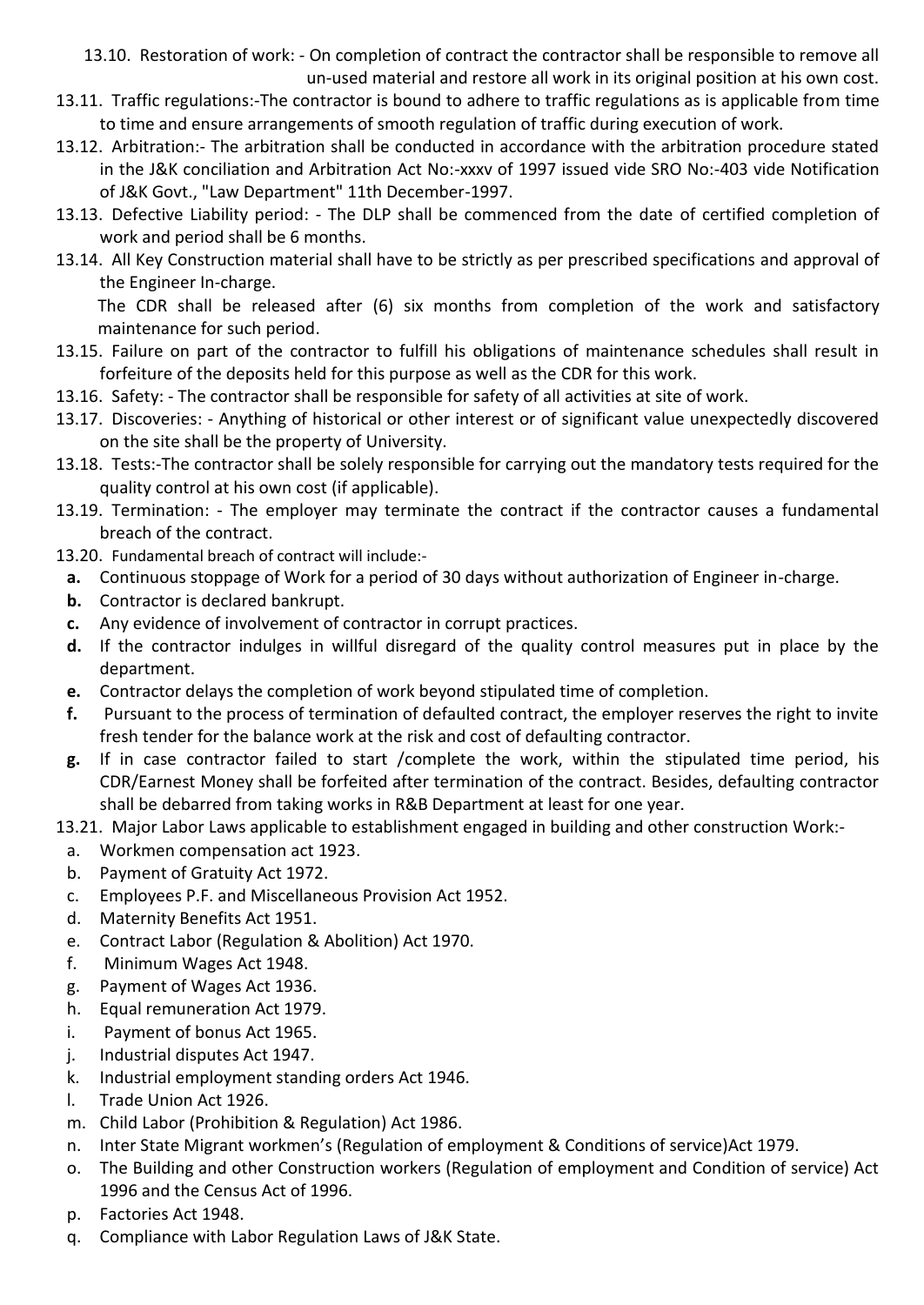13.10. Restoration of work: - On completion of contract the contractor shall be responsible to remove all un-used material and restore all work in its original position at his own cost.

13.11. Traffic regulations:-The contractor is bound to adhere to traffic regulations as is applicable from time to time and ensure arrangements of smooth regulation of traffic during execution of work.

13.12. Arbitration:- The arbitration shall be conducted in accordance with the arbitration procedure stated in the J&K conciliation and Arbitration Act No:-xxxv of 1997 issued vide SRO No:-403 vide Notification of J&K Govt., "Law Department" 11th December-1997.

13.13. Defective Liability period: - The DLP shall be commenced from the date of certified completion of work and period shall be 6 months.

13.14. All Key Construction material shall have to be strictly as per prescribed specifications and approval of the Engineer In-charge.

The CDR shall be released after (6) six months from completion of the work and satisfactory maintenance for such period.

13.15. Failure on part of the contractor to fulfill his obligations of maintenance schedules shall result in forfeiture of the deposits held for this purpose as well as the CDR for this work.

13.16. Safety: - The contractor shall be responsible for safety of all activities at site of work.

13.17. Discoveries: - Anything of historical or other interest or of significant value unexpectedly discovered on the site shall be the property of University.

13.18. Tests:-The contractor shall be solely responsible for carrying out the mandatory tests required for the quality control at his own cost (if applicable).

13.19. Termination: - The employer may terminate the contract if the contractor causes a fundamental breach of the contract.

13.20. Fundamental breach of contract will include:-

- **a.** Continuous stoppage of Work for a period of 30 days without authorization of Engineer in-charge.
- **b.** Contractor is declared bankrupt.
- **c.** Any evidence of involvement of contractor in corrupt practices.
- **d.** If the contractor indulges in willful disregard of the quality control measures put in place by the department.
- **e.** Contractor delays the completion of work beyond stipulated time of completion.
- **f.** Pursuant to the process of termination of defaulted contract, the employer reserves the right to invite fresh tender for the balance work at the risk and cost of defaulting contractor.
- **g.** If in case contractor failed to start /complete the work, within the stipulated time period, his CDR/Earnest Money shall be forfeited after termination of the contract. Besides, defaulting contractor shall be debarred from taking works in R&B Department at least for one year.

13.21. Major Labor Laws applicable to establishment engaged in building and other construction Work:-

- a. Workmen compensation act 1923.
- b. Payment of Gratuity Act 1972.
- c. Employees P.F. and Miscellaneous Provision Act 1952.
- d. Maternity Benefits Act 1951.
- e. Contract Labor (Regulation & Abolition) Act 1970.
- f. Minimum Wages Act 1948.
- g. Payment of Wages Act 1936.
- h. Equal remuneration Act 1979.
- i. Payment of bonus Act 1965.
- j. Industrial disputes Act 1947.
- k. Industrial employment standing orders Act 1946.
- l. Trade Union Act 1926.
- m. Child Labor (Prohibition & Regulation) Act 1986.
- n. Inter State Migrant workmen's (Regulation of employment & Conditions of service)Act 1979.
- o. The Building and other Construction workers (Regulation of employment and Condition of service) Act 1996 and the Census Act of 1996.
- p. Factories Act 1948.
- q. Compliance with Labor Regulation Laws of J&K State.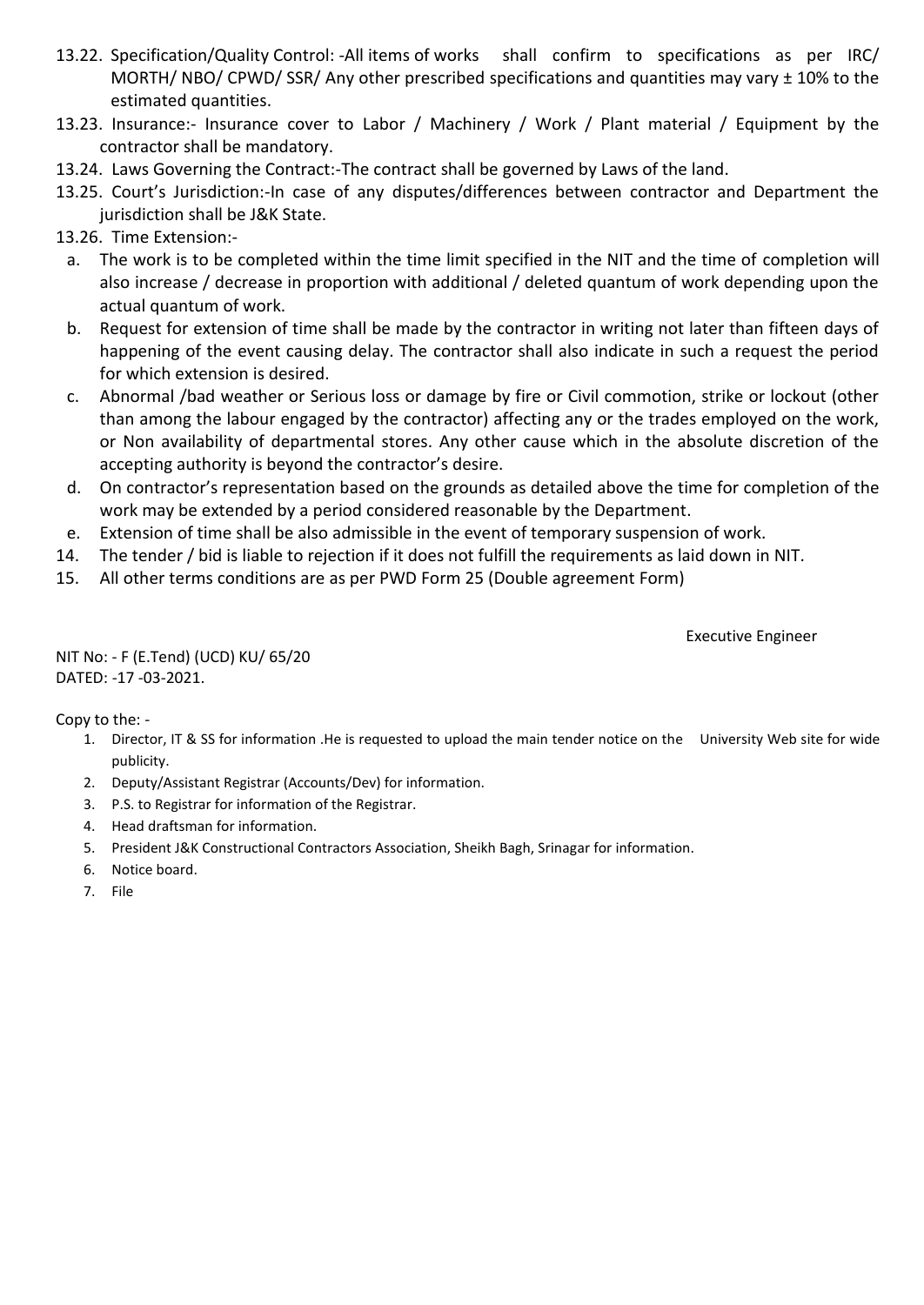13.22. Specification/Quality Control: -All items of works shall confirm to specifications as per IRC/ MORTH/ NBO/ CPWD/ SSR/ Any other prescribed specifications and quantities may vary ± 10% to the estimated quantities.

13.23. Insurance:- Insurance cover to Labor / Machinery / Work / Plant material / Equipment by the contractor shall be mandatory.

13.24. Laws Governing the Contract:-The contract shall be governed by Laws of the land.

13.25. Court's Jurisdiction:-In case of any disputes/differences between contractor and Department the jurisdiction shall be J&K State.

13.26. Time Extension:-

a. The work is to be completed within the time limit specified in the NIT and the time of completion will also increase / decrease in proportion with additional / deleted quantum of work depending upon the actual quantum of work.
b. Request for extension of time shall be made by the contractor in writing not later than fifteen days of happening of the event causing delay. The contractor shall also indicate in such a request the period for which extension is desired.
c. Abnormal /bad weather or Serious loss or damage by fire or Civil commotion, strike or lockout (other than among the labour engaged by the contractor) affecting any or the trades employed on the work, or Non availability of departmental stores. Any other cause which in the absolute discretion of the accepting authority is beyond the contractor's desire.
d. On contractor's representation based on the grounds as detailed above the time for completion of the work may be extended by a period considered reasonable by the Department.
e. Extension of time shall be also admissible in the event of temporary suspension of work.

14. The tender / bid is liable to rejection if it does not fulfill the requirements as laid down in NIT.

15. All other terms conditions are as per PWD Form 25 (Double agreement Form)

Executive Engineer

NIT No: - F (E.Tend) (UCD) KU/ 65/20
DATED: -17 -03-2021.

Copy to the: -

1. Director, IT & SS for information .He is requested to upload the main tender notice on the University Web site for wide publicity.
2. Deputy/Assistant Registrar (Accounts/Dev) for information.
3. P.S. to Registrar for information of the Registrar.
4. Head draftsman for information.
5. President J&K Constructional Contractors Association, Sheikh Bagh, Srinagar for information.
6. Notice board.
7. File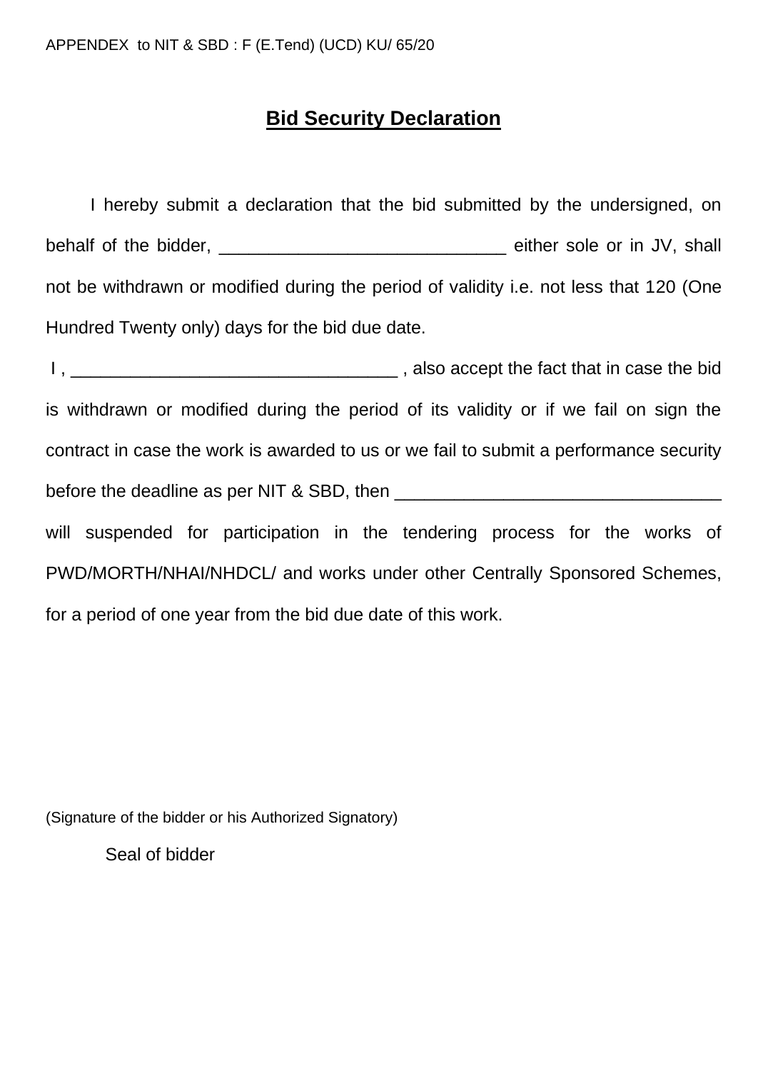APPENDEX to NIT & SBD : F (E.Tend) (UCD) KU/ 65/20

# Bid Security Declaration

I hereby submit a declaration that the bid submitted by the undersigned, on behalf of the bidder, _____________________________ either sole or in JV, shall not be withdrawn or modified during the period of validity i.e. not less that 120 (One Hundred Twenty only) days for the bid due date.

I , _________________________________ , also accept the fact that in case the bid is withdrawn or modified during the period of its validity or if we fail on sign the contract in case the work is awarded to us or we fail to submit a performance security before the deadline as per NIT & SBD, then ________________________________ will suspended for participation in the tendering process for the works of PWD/MORTH/NHAI/NHDCL/ and works under other Centrally Sponsored Schemes, for a period of one year from the bid due date of this work.

(Signature of the bidder or his Authorized Signatory)

Seal of bidder